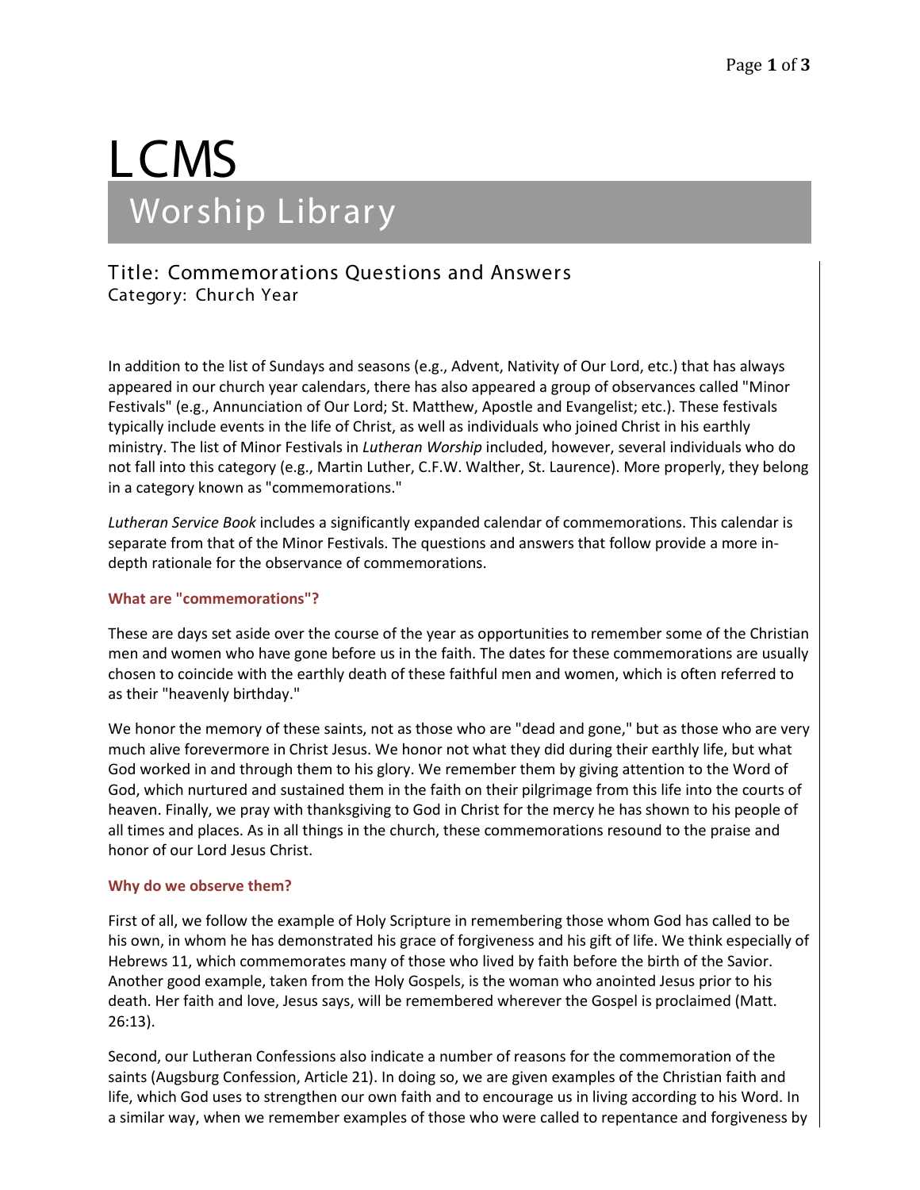# LCMS

## Worship Library

### Title: Commemorations Questions and Answers
Category: Church Year

In addition to the list of Sundays and seasons (e.g., Advent, Nativity of Our Lord, etc.) that has always appeared in our church year calendars, there has also appeared a group of observances called "Minor Festivals" (e.g., Annunciation of Our Lord; St. Matthew, Apostle and Evangelist; etc.). These festivals typically include events in the life of Christ, as well as individuals who joined Christ in his earthly ministry. The list of Minor Festivals in *Lutheran Worship* included, however, several individuals who do not fall into this category (e.g., Martin Luther, C.F.W. Walther, St. Laurence). More properly, they belong in a category known as "commemorations."

*Lutheran Service Book* includes a significantly expanded calendar of commemorations. This calendar is separate from that of the Minor Festivals. The questions and answers that follow provide a more in-depth rationale for the observance of commemorations.

**What are "commemorations"?**

These are days set aside over the course of the year as opportunities to remember some of the Christian men and women who have gone before us in the faith. The dates for these commemorations are usually chosen to coincide with the earthly death of these faithful men and women, which is often referred to as their "heavenly birthday."

We honor the memory of these saints, not as those who are "dead and gone," but as those who are very much alive forevermore in Christ Jesus. We honor not what they did during their earthly life, but what God worked in and through them to his glory. We remember them by giving attention to the Word of God, which nurtured and sustained them in the faith on their pilgrimage from this life into the courts of heaven. Finally, we pray with thanksgiving to God in Christ for the mercy he has shown to his people of all times and places. As in all things in the church, these commemorations resound to the praise and honor of our Lord Jesus Christ.

**Why do we observe them?**

First of all, we follow the example of Holy Scripture in remembering those whom God has called to be his own, in whom he has demonstrated his grace of forgiveness and his gift of life. We think especially of Hebrews 11, which commemorates many of those who lived by faith before the birth of the Savior. Another good example, taken from the Holy Gospels, is the woman who anointed Jesus prior to his death. Her faith and love, Jesus says, will be remembered wherever the Gospel is proclaimed (Matt. 26:13).

Second, our Lutheran Confessions also indicate a number of reasons for the commemoration of the saints (Augsburg Confession, Article 21). In doing so, we are given examples of the Christian faith and life, which God uses to strengthen our own faith and to encourage us in living according to his Word. In a similar way, when we remember examples of those who were called to repentance and forgiveness by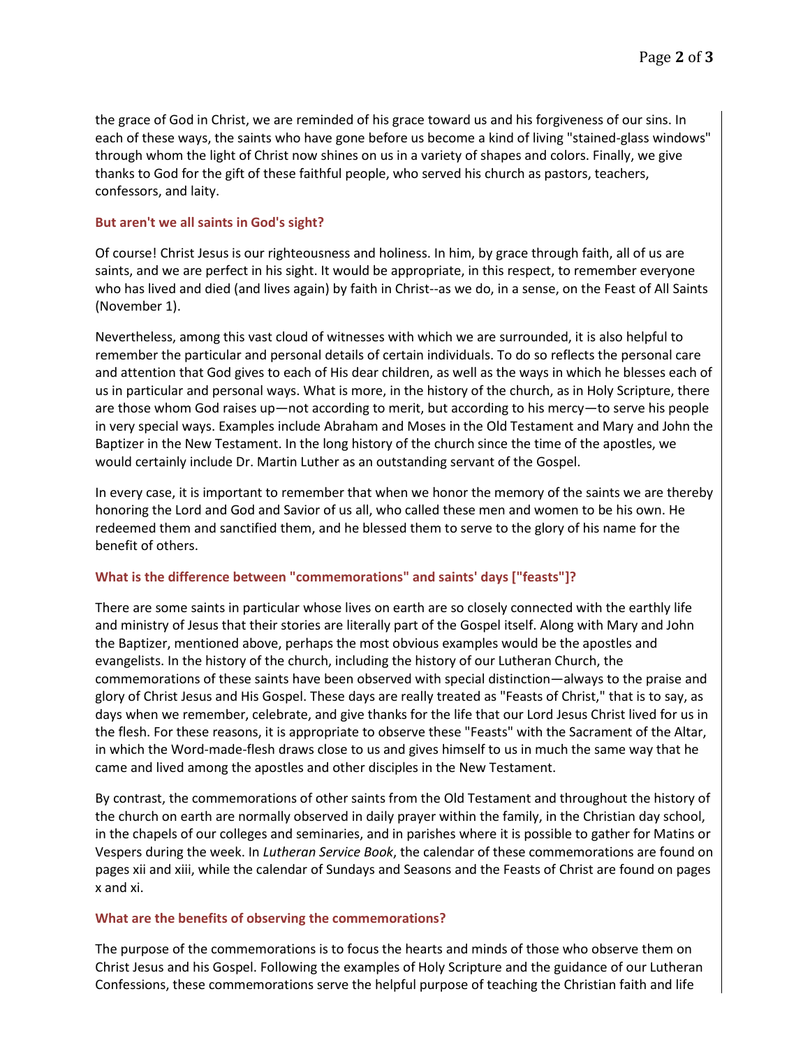the grace of God in Christ, we are reminded of his grace toward us and his forgiveness of our sins. In each of these ways, the saints who have gone before us become a kind of living "stained-glass windows" through whom the light of Christ now shines on us in a variety of shapes and colors. Finally, we give thanks to God for the gift of these faithful people, who served his church as pastors, teachers, confessors, and laity.

### But aren't we all saints in God's sight?

Of course! Christ Jesus is our righteousness and holiness. In him, by grace through faith, all of us are saints, and we are perfect in his sight. It would be appropriate, in this respect, to remember everyone who has lived and died (and lives again) by faith in Christ--as we do, in a sense, on the Feast of All Saints (November 1).

Nevertheless, among this vast cloud of witnesses with which we are surrounded, it is also helpful to remember the particular and personal details of certain individuals. To do so reflects the personal care and attention that God gives to each of His dear children, as well as the ways in which he blesses each of us in particular and personal ways. What is more, in the history of the church, as in Holy Scripture, there are those whom God raises up—not according to merit, but according to his mercy—to serve his people in very special ways. Examples include Abraham and Moses in the Old Testament and Mary and John the Baptizer in the New Testament. In the long history of the church since the time of the apostles, we would certainly include Dr. Martin Luther as an outstanding servant of the Gospel.

In every case, it is important to remember that when we honor the memory of the saints we are thereby honoring the Lord and God and Savior of us all, who called these men and women to be his own. He redeemed them and sanctified them, and he blessed them to serve to the glory of his name for the benefit of others.

### What is the difference between "commemorations" and saints' days ["feasts"]?

There are some saints in particular whose lives on earth are so closely connected with the earthly life and ministry of Jesus that their stories are literally part of the Gospel itself. Along with Mary and John the Baptizer, mentioned above, perhaps the most obvious examples would be the apostles and evangelists. In the history of the church, including the history of our Lutheran Church, the commemorations of these saints have been observed with special distinction—always to the praise and glory of Christ Jesus and His Gospel. These days are really treated as "Feasts of Christ," that is to say, as days when we remember, celebrate, and give thanks for the life that our Lord Jesus Christ lived for us in the flesh. For these reasons, it is appropriate to observe these "Feasts" with the Sacrament of the Altar, in which the Word-made-flesh draws close to us and gives himself to us in much the same way that he came and lived among the apostles and other disciples in the New Testament.

By contrast, the commemorations of other saints from the Old Testament and throughout the history of the church on earth are normally observed in daily prayer within the family, in the Christian day school, in the chapels of our colleges and seminaries, and in parishes where it is possible to gather for Matins or Vespers during the week. In *Lutheran Service Book*, the calendar of these commemorations are found on pages xii and xiii, while the calendar of Sundays and Seasons and the Feasts of Christ are found on pages x and xi.

### What are the benefits of observing the commemorations?

The purpose of the commemorations is to focus the hearts and minds of those who observe them on Christ Jesus and his Gospel. Following the examples of Holy Scripture and the guidance of our Lutheran Confessions, these commemorations serve the helpful purpose of teaching the Christian faith and life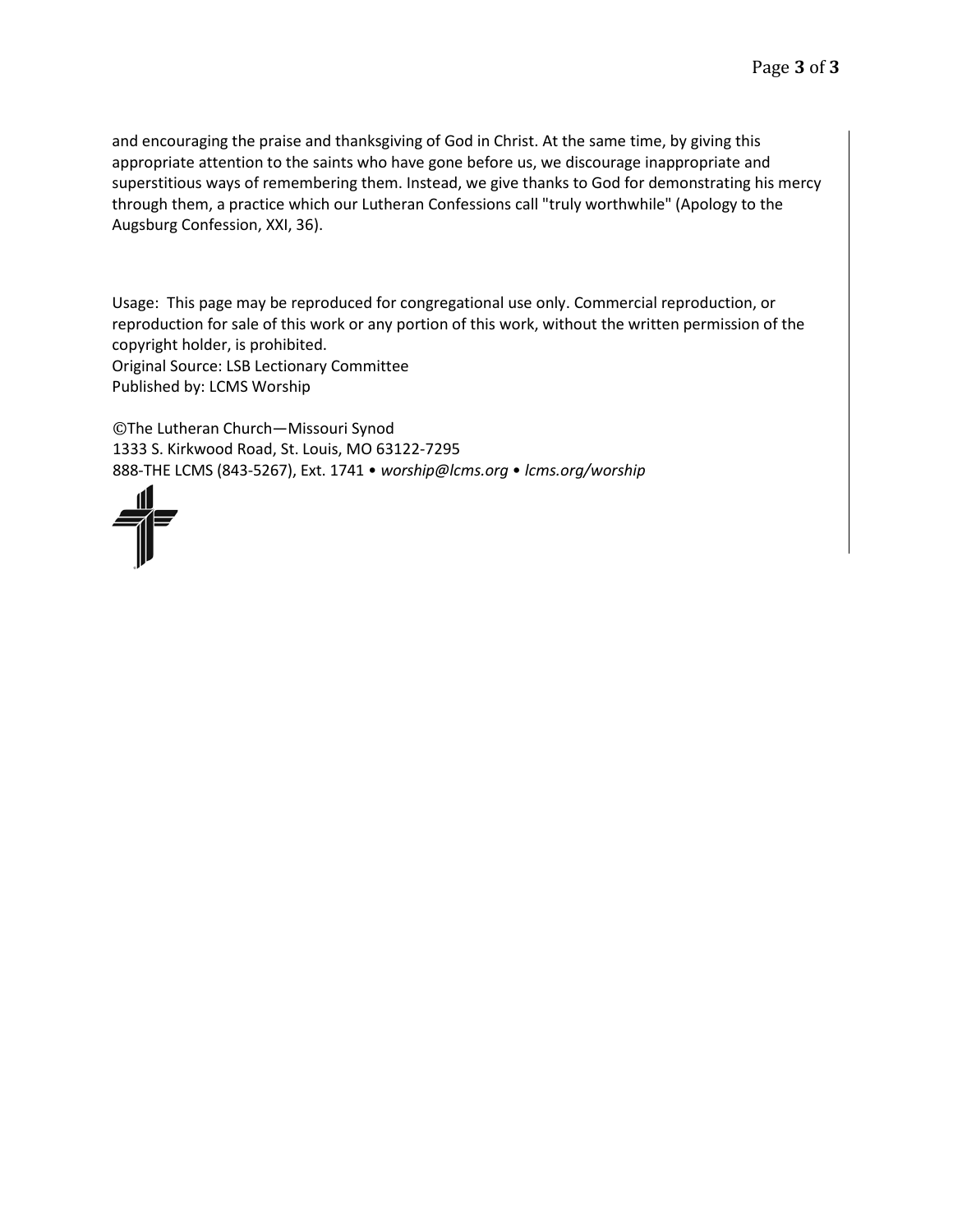and encouraging the praise and thanksgiving of God in Christ. At the same time, by giving this appropriate attention to the saints who have gone before us, we discourage inappropriate and superstitious ways of remembering them. Instead, we give thanks to God for demonstrating his mercy through them, a practice which our Lutheran Confessions call "truly worthwhile" (Apology to the Augsburg Confession, XXI, 36).

Usage: This page may be reproduced for congregational use only. Commercial reproduction, or reproduction for sale of this work or any portion of this work, without the written permission of the copyright holder, is prohibited.
Original Source: LSB Lectionary Committee
Published by: LCMS Worship

©The Lutheran Church—Missouri Synod
1333 S. Kirkwood Road, St. Louis, MO 63122-7295
888-THE LCMS (843-5267), Ext. 1741 • *worship@lcms.org* • *lcms.org/worship*